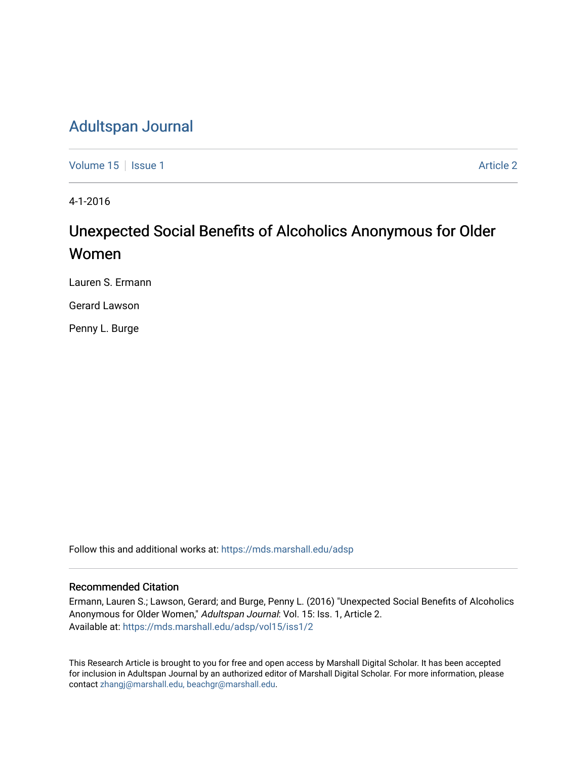# Adultspan Journal

Volume 15 | Issue 1 | Article 2

4-1-2016

## Unexpected Social Benefits of Alcoholics Anonymous for Older Women

Lauren S. Ermann

Gerard Lawson

Penny L. Burge

Follow this and additional works at: https://mds.marshall.edu/adsp

### Recommended Citation

Ermann, Lauren S.; Lawson, Gerard; and Burge, Penny L. (2016) "Unexpected Social Benefits of Alcoholics Anonymous for Older Women," *Adultspan Journal*: Vol. 15: Iss. 1, Article 2.
Available at: https://mds.marshall.edu/adsp/vol15/iss1/2

This Research Article is brought to you for free and open access by Marshall Digital Scholar. It has been accepted for inclusion in Adultspan Journal by an authorized editor of Marshall Digital Scholar. For more information, please contact zhangj@marshall.edu, beachgr@marshall.edu.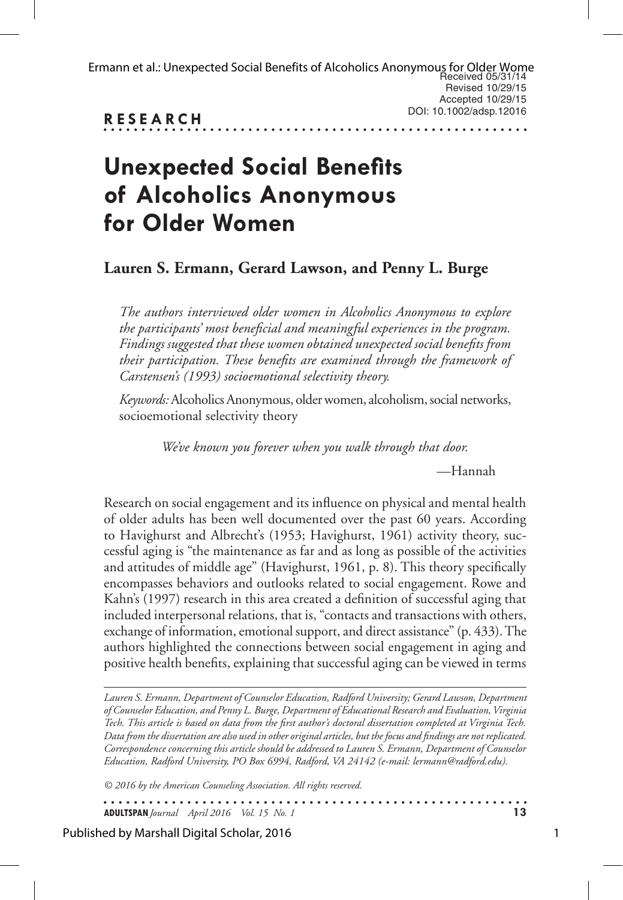Received 05/31/14
Revised 10/29/15
Accepted 10/29/15
DOI: 10.1002/adsp.12016

**RESEARCH**

# Unexpected Social Benefits of Alcoholics Anonymous for Older Women

**Lauren S. Ermann, Gerard Lawson, and Penny L. Burge**

*The authors interviewed older women in Alcoholics Anonymous to explore the participants' most beneficial and meaningful experiences in the program. Findings suggested that these women obtained unexpected social benefits from their participation. These benefits are examined through the framework of Carstensen's (1993) socioemotional selectivity theory.*

*Keywords:* Alcoholics Anonymous, older women, alcoholism, social networks, socioemotional selectivity theory

> *We've known you forever when you walk through that door.*
>
> —Hannah

Research on social engagement and its influence on physical and mental health of older adults has been well documented over the past 60 years. According to Havighurst and Albrecht's (1953; Havighurst, 1961) activity theory, successful aging is "the maintenance as far and as long as possible of the activities and attitudes of middle age" (Havighurst, 1961, p. 8). This theory specifically encompasses behaviors and outlooks related to social engagement. Rowe and Kahn's (1997) research in this area created a definition of successful aging that included interpersonal relations, that is, "contacts and transactions with others, exchange of information, emotional support, and direct assistance" (p. 433). The authors highlighted the connections between social engagement in aging and positive health benefits, explaining that successful aging can be viewed in terms

*Lauren S. Ermann, Department of Counselor Education, Radford University; Gerard Lawson, Department of Counselor Education, and Penny L. Burge, Department of Educational Research and Evaluation, Virginia Tech. This article is based on data from the first author's doctoral dissertation completed at Virginia Tech. Data from the dissertation are also used in other original articles, but the focus and findings are not replicated. Correspondence concerning this article should be addressed to Lauren S. Ermann, Department of Counselor Education, Radford University, PO Box 6994, Radford, VA 24142 (e-mail: lermann@radford.edu).*

*© 2016 by the American Counseling Association. All rights reserved.*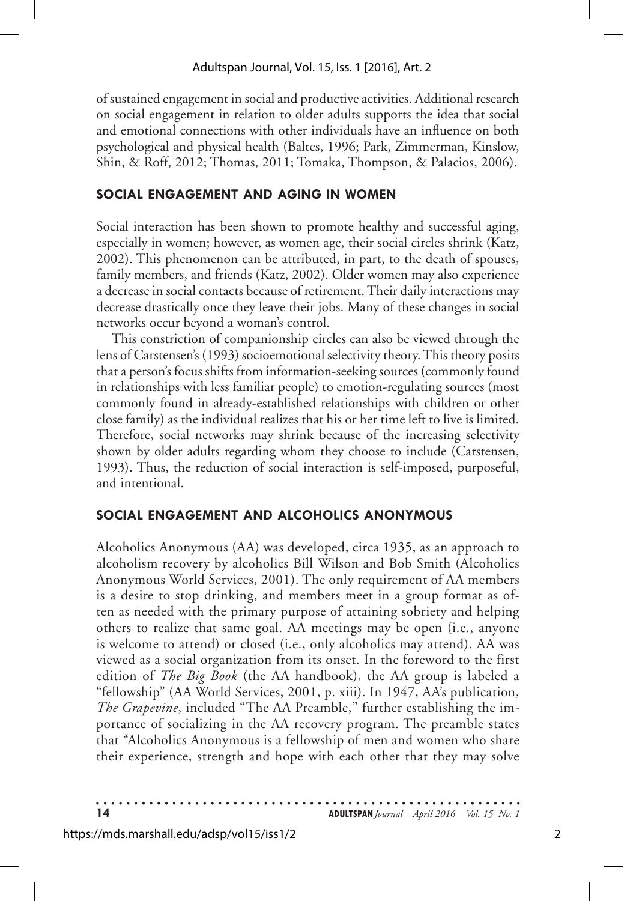of sustained engagement in social and productive activities. Additional research on social engagement in relation to older adults supports the idea that social and emotional connections with other individuals have an influence on both psychological and physical health (Baltes, 1996; Park, Zimmerman, Kinslow, Shin, & Roff, 2012; Thomas, 2011; Tomaka, Thompson, & Palacios, 2006).

## SOCIAL ENGAGEMENT AND AGING IN WOMEN

Social interaction has been shown to promote healthy and successful aging, especially in women; however, as women age, their social circles shrink (Katz, 2002). This phenomenon can be attributed, in part, to the death of spouses, family members, and friends (Katz, 2002). Older women may also experience a decrease in social contacts because of retirement. Their daily interactions may decrease drastically once they leave their jobs. Many of these changes in social networks occur beyond a woman's control.

This constriction of companionship circles can also be viewed through the lens of Carstensen's (1993) socioemotional selectivity theory. This theory posits that a person's focus shifts from information-seeking sources (commonly found in relationships with less familiar people) to emotion-regulating sources (most commonly found in already-established relationships with children or other close family) as the individual realizes that his or her time left to live is limited. Therefore, social networks may shrink because of the increasing selectivity shown by older adults regarding whom they choose to include (Carstensen, 1993). Thus, the reduction of social interaction is self-imposed, purposeful, and intentional.

## SOCIAL ENGAGEMENT AND ALCOHOLICS ANONYMOUS

Alcoholics Anonymous (AA) was developed, circa 1935, as an approach to alcoholism recovery by alcoholics Bill Wilson and Bob Smith (Alcoholics Anonymous World Services, 2001). The only requirement of AA members is a desire to stop drinking, and members meet in a group format as often as needed with the primary purpose of attaining sobriety and helping others to realize that same goal. AA meetings may be open (i.e., anyone is welcome to attend) or closed (i.e., only alcoholics may attend). AA was viewed as a social organization from its onset. In the foreword to the first edition of *The Big Book* (the AA handbook), the AA group is labeled a "fellowship" (AA World Services, 2001, p. xiii). In 1947, AA's publication, *The Grapevine*, included "The AA Preamble," further establishing the importance of socializing in the AA recovery program. The preamble states that "Alcoholics Anonymous is a fellowship of men and women who share their experience, strength and hope with each other that they may solve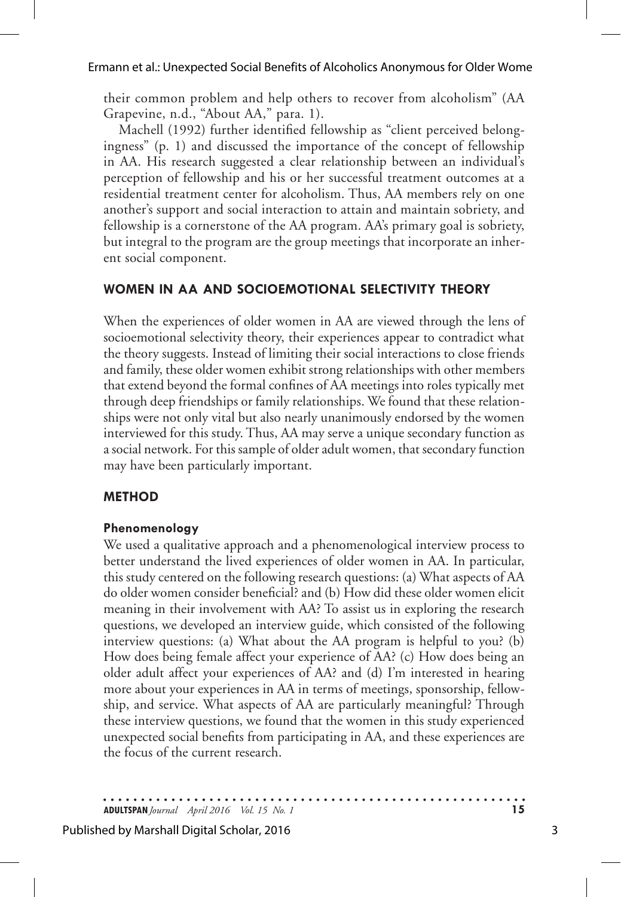their common problem and help others to recover from alcoholism" (AA Grapevine, n.d., "About AA," para. 1).

Machell (1992) further identified fellowship as "client perceived belongingness" (p. 1) and discussed the importance of the concept of fellowship in AA. His research suggested a clear relationship between an individual's perception of fellowship and his or her successful treatment outcomes at a residential treatment center for alcoholism. Thus, AA members rely on one another's support and social interaction to attain and maintain sobriety, and fellowship is a cornerstone of the AA program. AA's primary goal is sobriety, but integral to the program are the group meetings that incorporate an inherent social component.

## WOMEN IN AA AND SOCIOEMOTIONAL SELECTIVITY THEORY

When the experiences of older women in AA are viewed through the lens of socioemotional selectivity theory, their experiences appear to contradict what the theory suggests. Instead of limiting their social interactions to close friends and family, these older women exhibit strong relationships with other members that extend beyond the formal confines of AA meetings into roles typically met through deep friendships or family relationships. We found that these relationships were not only vital but also nearly unanimously endorsed by the women interviewed for this study. Thus, AA may serve a unique secondary function as a social network. For this sample of older adult women, that secondary function may have been particularly important.

## METHOD

### Phenomenology

We used a qualitative approach and a phenomenological interview process to better understand the lived experiences of older women in AA. In particular, this study centered on the following research questions: (a) What aspects of AA do older women consider beneficial? and (b) How did these older women elicit meaning in their involvement with AA? To assist us in exploring the research questions, we developed an interview guide, which consisted of the following interview questions: (a) What about the AA program is helpful to you? (b) How does being female affect your experience of AA? (c) How does being an older adult affect your experiences of AA? and (d) I'm interested in hearing more about your experiences in AA in terms of meetings, sponsorship, fellowship, and service. What aspects of AA are particularly meaningful? Through these interview questions, we found that the women in this study experienced unexpected social benefits from participating in AA, and these experiences are the focus of the current research.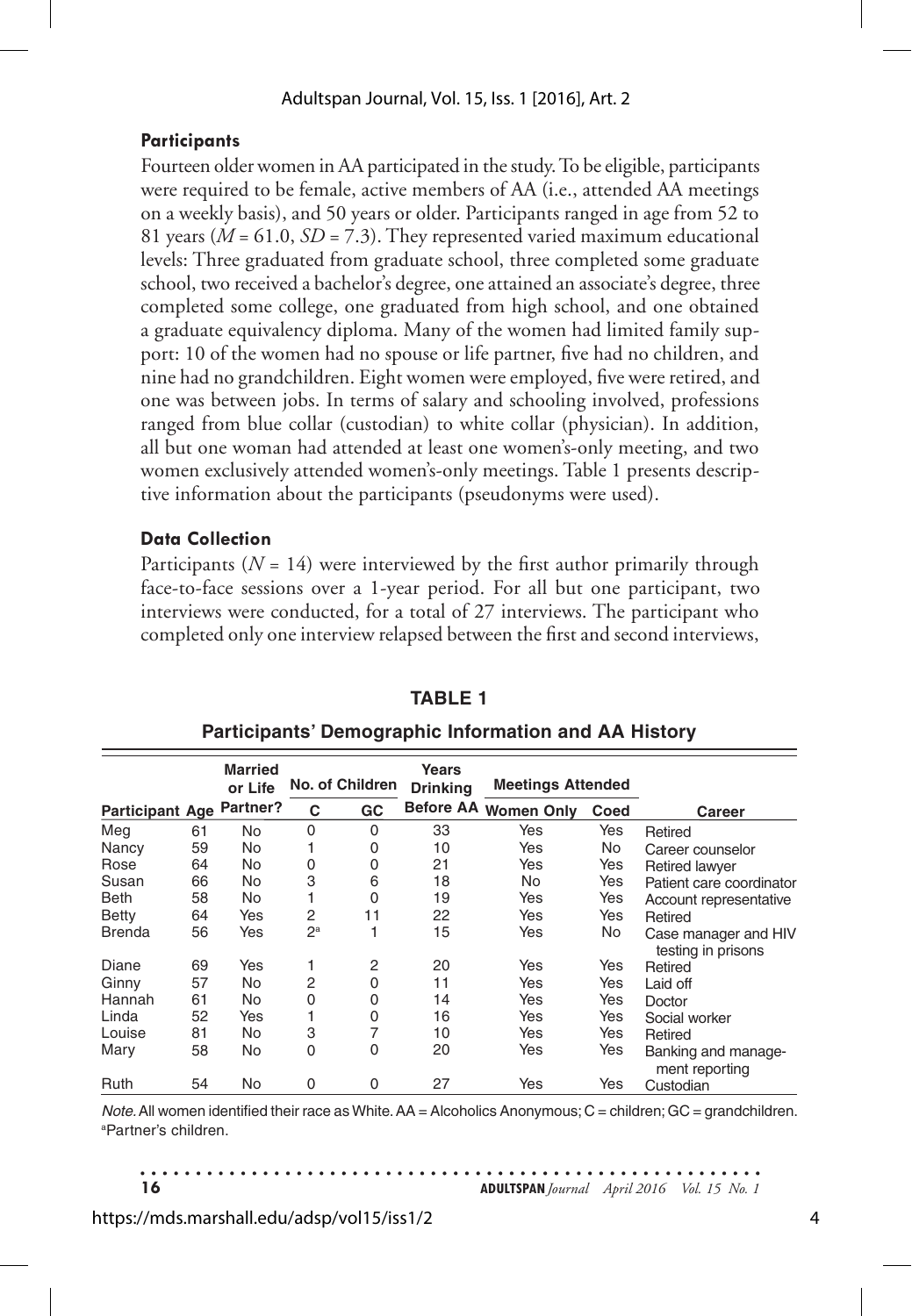### Participants

Fourteen older women in AA participated in the study. To be eligible, participants were required to be female, active members of AA (i.e., attended AA meetings on a weekly basis), and 50 years or older. Participants ranged in age from 52 to 81 years ($M$ = 61.0, $SD$ = 7.3). They represented varied maximum educational levels: Three graduated from graduate school, three completed some graduate school, two received a bachelor's degree, one attained an associate's degree, three completed some college, one graduated from high school, and one obtained a graduate equivalency diploma. Many of the women had limited family support: 10 of the women had no spouse or life partner, five had no children, and nine had no grandchildren. Eight women were employed, five were retired, and one was between jobs. In terms of salary and schooling involved, professions ranged from blue collar (custodian) to white collar (physician). In addition, all but one woman had attended at least one women's-only meeting, and two women exclusively attended women's-only meetings. Table 1 presents descriptive information about the participants (pseudonyms were used).

### Data Collection

Participants ($N$ = 14) were interviewed by the first author primarily through face-to-face sessions over a 1-year period. For all but one participant, two interviews were conducted, for a total of 27 interviews. The participant who completed only one interview relapsed between the first and second interviews,

**TABLE 1**

**Participants' Demographic Information and AA History**

| Participant | Age | Married or Life Partner? | No. of Children | | Years Drinking Before AA | Meetings Attended | | Career |
|---|---|---|---|---|---|---|---|---|
| | | | C | GC | | Women Only | Coed | |
| Meg | 61 | No | 0 | 0 | 33 | Yes | Yes | Retired |
| Nancy | 59 | No | 1 | 0 | 10 | Yes | No | Career counselor |
| Rose | 64 | No | 0 | 0 | 21 | Yes | Yes | Retired lawyer |
| Susan | 66 | No | 3 | 6 | 18 | No | Yes | Patient care coordinator |
| Beth | 58 | No | 1 | 0 | 19 | Yes | Yes | Account representative |
| Betty | 64 | Yes | 2 | 11 | 22 | Yes | Yes | Retired |
| Brenda | 56 | Yes | 2[a] | 1 | 15 | Yes | No | Case manager and HIV testing in prisons |
| Diane | 69 | Yes | 1 | 2 | 20 | Yes | Yes | Retired |
| Ginny | 57 | No | 2 | 0 | 11 | Yes | Yes | Laid off |
| Hannah | 61 | No | 0 | 0 | 14 | Yes | Yes | Doctor |
| Linda | 52 | Yes | 1 | 0 | 16 | Yes | Yes | Social worker |
| Louise | 81 | No | 3 | 7 | 10 | Yes | Yes | Retired |
| Mary | 58 | No | 0 | 0 | 20 | Yes | Yes | Banking and management reporting |
| Ruth | 54 | No | 0 | 0 | 27 | Yes | Yes | Custodian |

*Note.* All women identified their race as White. AA = Alcoholics Anonymous; C = children; GC = grandchildren.
[a]Partner's children.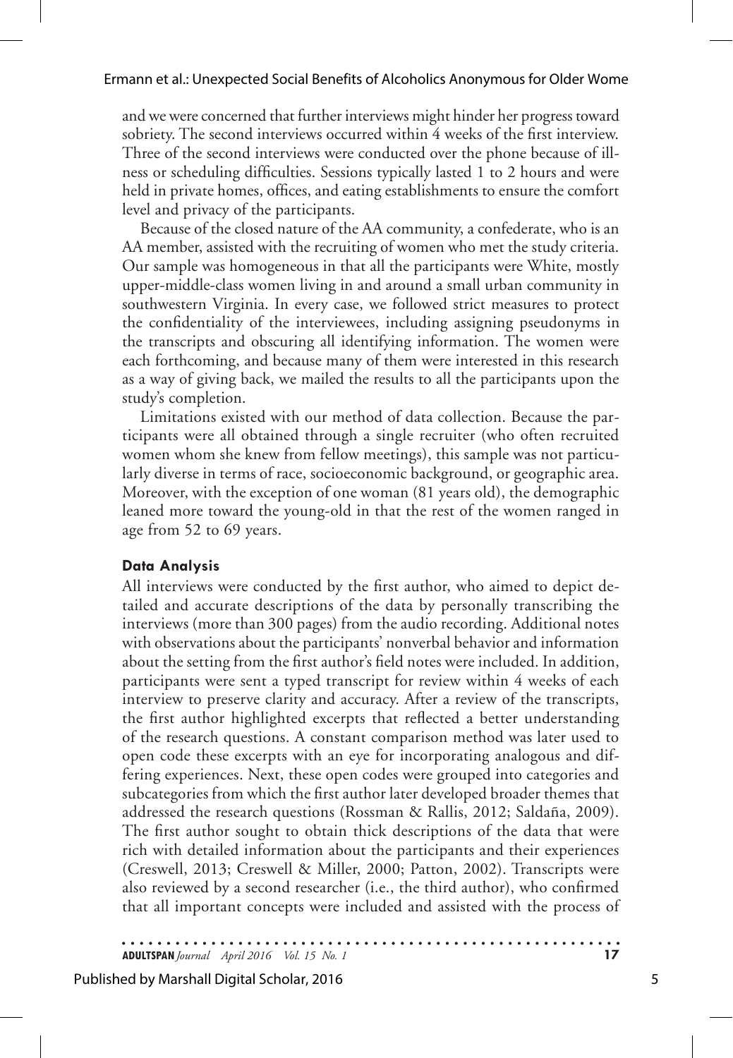and we were concerned that further interviews might hinder her progress toward sobriety. The second interviews occurred within 4 weeks of the first interview. Three of the second interviews were conducted over the phone because of illness or scheduling difficulties. Sessions typically lasted 1 to 2 hours and were held in private homes, offices, and eating establishments to ensure the comfort level and privacy of the participants.

Because of the closed nature of the AA community, a confederate, who is an AA member, assisted with the recruiting of women who met the study criteria. Our sample was homogeneous in that all the participants were White, mostly upper-middle-class women living in and around a small urban community in southwestern Virginia. In every case, we followed strict measures to protect the confidentiality of the interviewees, including assigning pseudonyms in the transcripts and obscuring all identifying information. The women were each forthcoming, and because many of them were interested in this research as a way of giving back, we mailed the results to all the participants upon the study's completion.

Limitations existed with our method of data collection. Because the participants were all obtained through a single recruiter (who often recruited women whom she knew from fellow meetings), this sample was not particularly diverse in terms of race, socioeconomic background, or geographic area. Moreover, with the exception of one woman (81 years old), the demographic leaned more toward the young-old in that the rest of the women ranged in age from 52 to 69 years.

### Data Analysis

All interviews were conducted by the first author, who aimed to depict detailed and accurate descriptions of the data by personally transcribing the interviews (more than 300 pages) from the audio recording. Additional notes with observations about the participants' nonverbal behavior and information about the setting from the first author's field notes were included. In addition, participants were sent a typed transcript for review within 4 weeks of each interview to preserve clarity and accuracy. After a review of the transcripts, the first author highlighted excerpts that reflected a better understanding of the research questions. A constant comparison method was later used to open code these excerpts with an eye for incorporating analogous and differing experiences. Next, these open codes were grouped into categories and subcategories from which the first author later developed broader themes that addressed the research questions (Rossman & Rallis, 2012; Saldaña, 2009). The first author sought to obtain thick descriptions of the data that were rich with detailed information about the participants and their experiences (Creswell, 2013; Creswell & Miller, 2000; Patton, 2002). Transcripts were also reviewed by a second researcher (i.e., the third author), who confirmed that all important concepts were included and assisted with the process of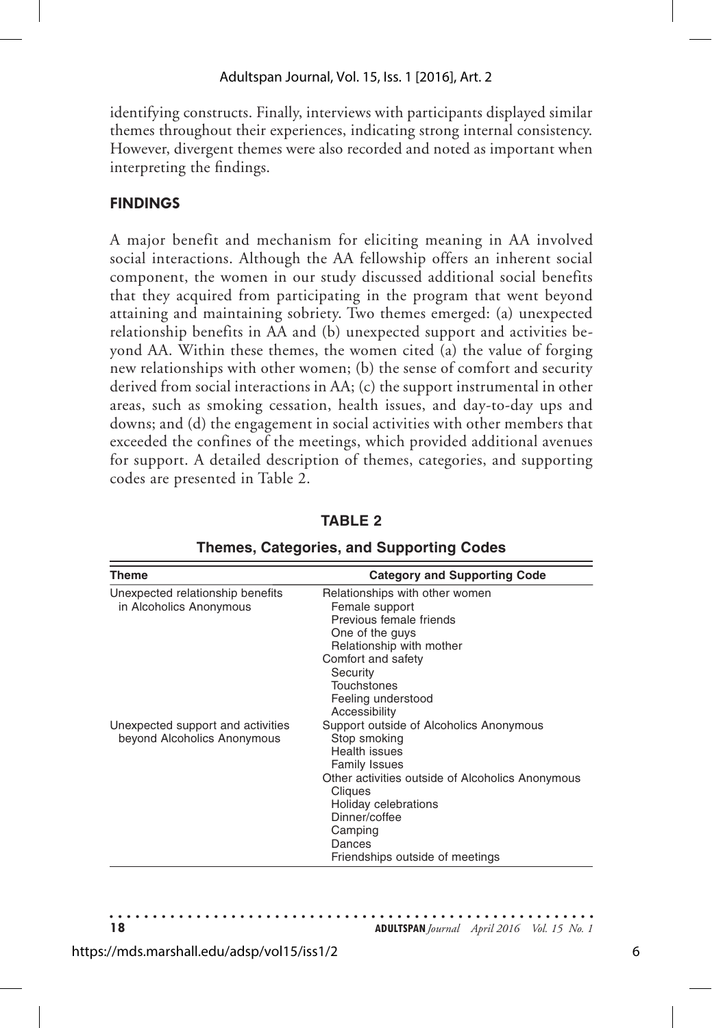identifying constructs. Finally, interviews with participants displayed similar themes throughout their experiences, indicating strong internal consistency. However, divergent themes were also recorded and noted as important when interpreting the findings.

## FINDINGS

A major benefit and mechanism for eliciting meaning in AA involved social interactions. Although the AA fellowship offers an inherent social component, the women in our study discussed additional social benefits that they acquired from participating in the program that went beyond attaining and maintaining sobriety. Two themes emerged: (a) unexpected relationship benefits in AA and (b) unexpected support and activities beyond AA. Within these themes, the women cited (a) the value of forging new relationships with other women; (b) the sense of comfort and security derived from social interactions in AA; (c) the support instrumental in other areas, such as smoking cessation, health issues, and day-to-day ups and downs; and (d) the engagement in social activities with other members that exceeded the confines of the meetings, which provided additional avenues for support. A detailed description of themes, categories, and supporting codes are presented in Table 2.

**TABLE 2**

**Themes, Categories, and Supporting Codes**

| Theme | Category and Supporting Code |
|---|---|
| Unexpected relationship benefits in Alcoholics Anonymous | Relationships with other women |
| | Female support |
| | Previous female friends |
| | One of the guys |
| | Relationship with mother |
| | Comfort and safety |
| | Security |
| | Touchstones |
| | Feeling understood |
| | Accessibility |
| Unexpected support and activities beyond Alcoholics Anonymous | Support outside of Alcoholics Anonymous |
| | Stop smoking |
| | Health issues |
| | Family Issues |
| | Other activities outside of Alcoholics Anonymous |
| | Cliques |
| | Holiday celebrations |
| | Dinner/coffee |
| | Camping |
| | Dances |
| | Friendships outside of meetings |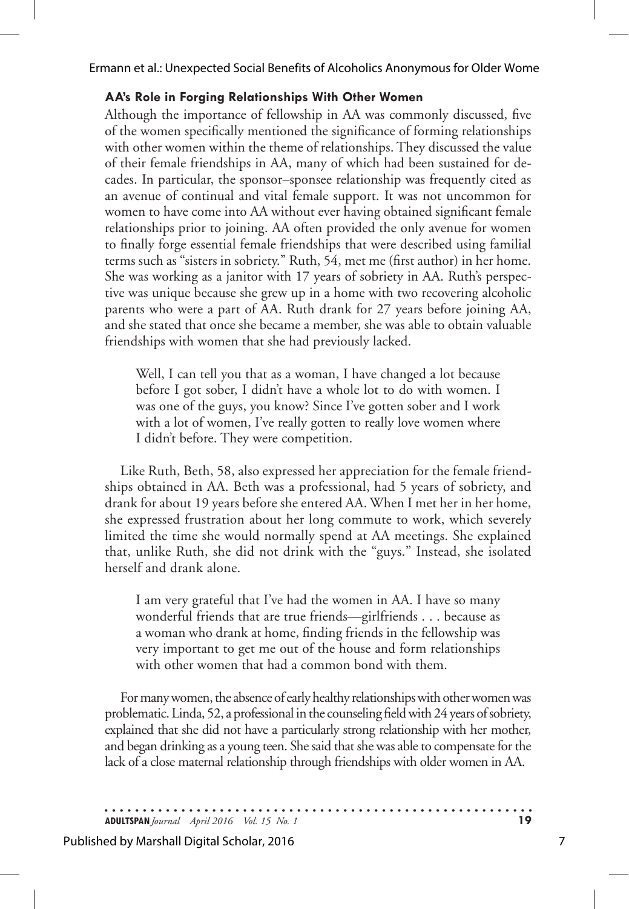### AA's Role in Forging Relationships With Other Women

Although the importance of fellowship in AA was commonly discussed, five of the women specifically mentioned the significance of forming relationships with other women within the theme of relationships. They discussed the value of their female friendships in AA, many of which had been sustained for decades. In particular, the sponsor–sponsee relationship was frequently cited as an avenue of continual and vital female support. It was not uncommon for women to have come into AA without ever having obtained significant female relationships prior to joining. AA often provided the only avenue for women to finally forge essential female friendships that were described using familial terms such as "sisters in sobriety." Ruth, 54, met me (first author) in her home. She was working as a janitor with 17 years of sobriety in AA. Ruth's perspective was unique because she grew up in a home with two recovering alcoholic parents who were a part of AA. Ruth drank for 27 years before joining AA, and she stated that once she became a member, she was able to obtain valuable friendships with women that she had previously lacked.

> Well, I can tell you that as a woman, I have changed a lot because before I got sober, I didn't have a whole lot to do with women. I was one of the guys, you know? Since I've gotten sober and I work with a lot of women, I've really gotten to really love women where I didn't before. They were competition.

Like Ruth, Beth, 58, also expressed her appreciation for the female friendships obtained in AA. Beth was a professional, had 5 years of sobriety, and drank for about 19 years before she entered AA. When I met her in her home, she expressed frustration about her long commute to work, which severely limited the time she would normally spend at AA meetings. She explained that, unlike Ruth, she did not drink with the "guys." Instead, she isolated herself and drank alone.

> I am very grateful that I've had the women in AA. I have so many wonderful friends that are true friends—girlfriends . . . because as a woman who drank at home, finding friends in the fellowship was very important to get me out of the house and form relationships with other women that had a common bond with them.

For many women, the absence of early healthy relationships with other women was problematic. Linda, 52, a professional in the counseling field with 24 years of sobriety, explained that she did not have a particularly strong relationship with her mother, and began drinking as a young teen. She said that she was able to compensate for the lack of a close maternal relationship through friendships with older women in AA.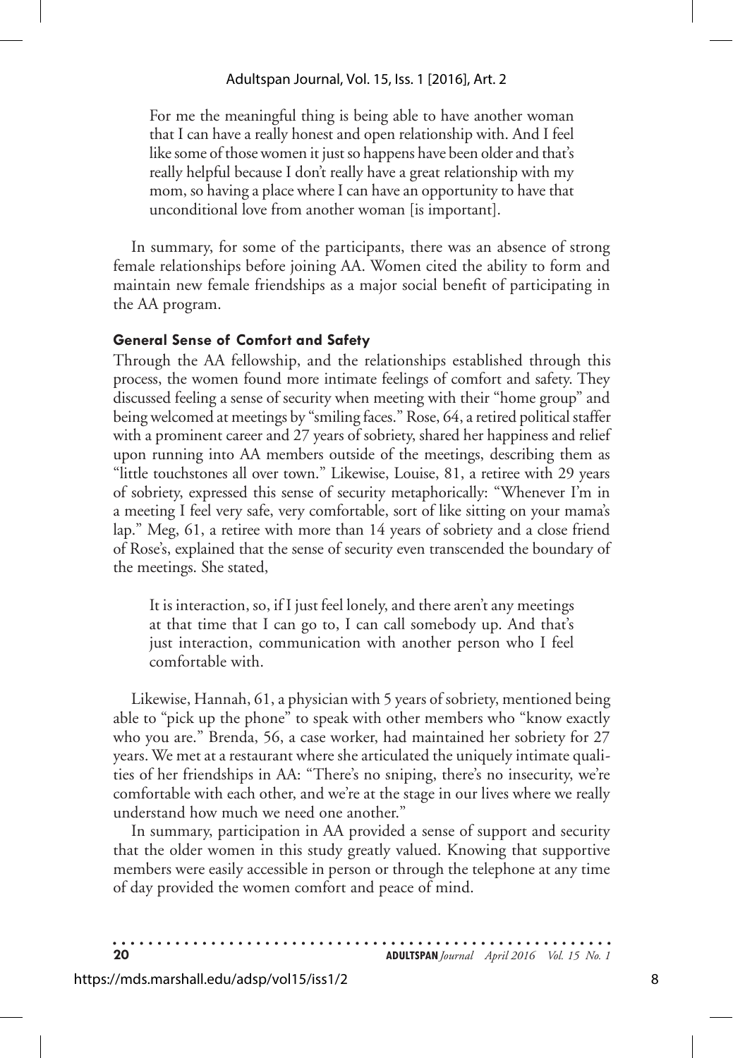> For me the meaningful thing is being able to have another woman that I can have a really honest and open relationship with. And I feel like some of those women it just so happens have been older and that's really helpful because I don't really have a great relationship with my mom, so having a place where I can have an opportunity to have that unconditional love from another woman [is important].

In summary, for some of the participants, there was an absence of strong female relationships before joining AA. Women cited the ability to form and maintain new female friendships as a major social benefit of participating in the AA program.

#### General Sense of Comfort and Safety

Through the AA fellowship, and the relationships established through this process, the women found more intimate feelings of comfort and safety. They discussed feeling a sense of security when meeting with their "home group" and being welcomed at meetings by "smiling faces." Rose, 64, a retired political staffer with a prominent career and 27 years of sobriety, shared her happiness and relief upon running into AA members outside of the meetings, describing them as "little touchstones all over town." Likewise, Louise, 81, a retiree with 29 years of sobriety, expressed this sense of security metaphorically: "Whenever I'm in a meeting I feel very safe, very comfortable, sort of like sitting on your mama's lap." Meg, 61, a retiree with more than 14 years of sobriety and a close friend of Rose's, explained that the sense of security even transcended the boundary of the meetings. She stated,

> It is interaction, so, if I just feel lonely, and there aren't any meetings at that time that I can go to, I can call somebody up. And that's just interaction, communication with another person who I feel comfortable with.

Likewise, Hannah, 61, a physician with 5 years of sobriety, mentioned being able to "pick up the phone" to speak with other members who "know exactly who you are." Brenda, 56, a case worker, had maintained her sobriety for 27 years. We met at a restaurant where she articulated the uniquely intimate qualities of her friendships in AA: "There's no sniping, there's no insecurity, we're comfortable with each other, and we're at the stage in our lives where we really understand how much we need one another."

In summary, participation in AA provided a sense of support and security that the older women in this study greatly valued. Knowing that supportive members were easily accessible in person or through the telephone at any time of day provided the women comfort and peace of mind.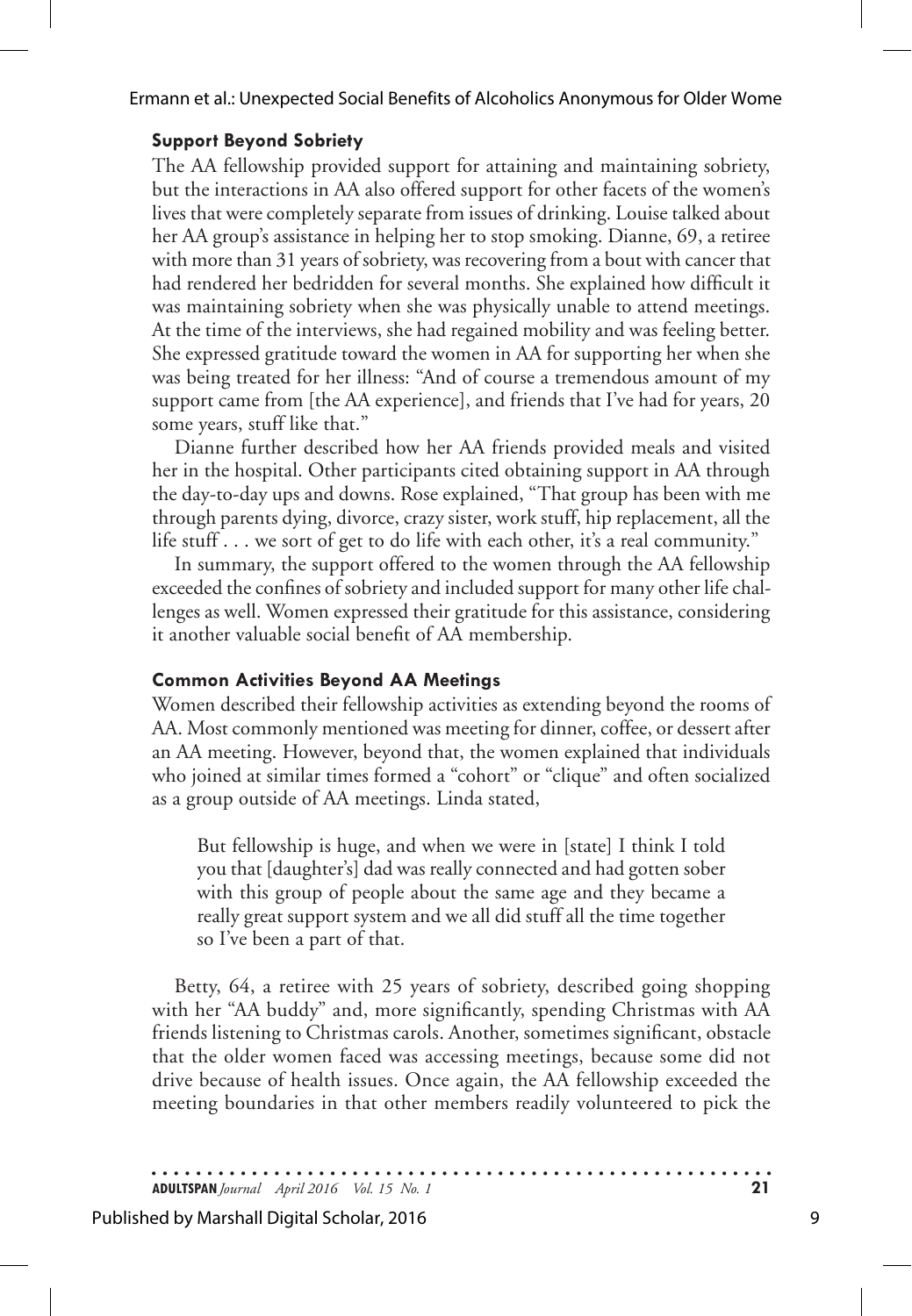#### Support Beyond Sobriety

The AA fellowship provided support for attaining and maintaining sobriety, but the interactions in AA also offered support for other facets of the women's lives that were completely separate from issues of drinking. Louise talked about her AA group's assistance in helping her to stop smoking. Dianne, 69, a retiree with more than 31 years of sobriety, was recovering from a bout with cancer that had rendered her bedridden for several months. She explained how difficult it was maintaining sobriety when she was physically unable to attend meetings. At the time of the interviews, she had regained mobility and was feeling better. She expressed gratitude toward the women in AA for supporting her when she was being treated for her illness: "And of course a tremendous amount of my support came from [the AA experience], and friends that I've had for years, 20 some years, stuff like that."

Dianne further described how her AA friends provided meals and visited her in the hospital. Other participants cited obtaining support in AA through the day-to-day ups and downs. Rose explained, "That group has been with me through parents dying, divorce, crazy sister, work stuff, hip replacement, all the life stuff . . . we sort of get to do life with each other, it's a real community."

In summary, the support offered to the women through the AA fellowship exceeded the confines of sobriety and included support for many other life challenges as well. Women expressed their gratitude for this assistance, considering it another valuable social benefit of AA membership.

#### Common Activities Beyond AA Meetings

Women described their fellowship activities as extending beyond the rooms of AA. Most commonly mentioned was meeting for dinner, coffee, or dessert after an AA meeting. However, beyond that, the women explained that individuals who joined at similar times formed a "cohort" or "clique" and often socialized as a group outside of AA meetings. Linda stated,

> But fellowship is huge, and when we were in [state] I think I told you that [daughter's] dad was really connected and had gotten sober with this group of people about the same age and they became a really great support system and we all did stuff all the time together so I've been a part of that.

Betty, 64, a retiree with 25 years of sobriety, described going shopping with her "AA buddy" and, more significantly, spending Christmas with AA friends listening to Christmas carols. Another, sometimes significant, obstacle that the older women faced was accessing meetings, because some did not drive because of health issues. Once again, the AA fellowship exceeded the meeting boundaries in that other members readily volunteered to pick the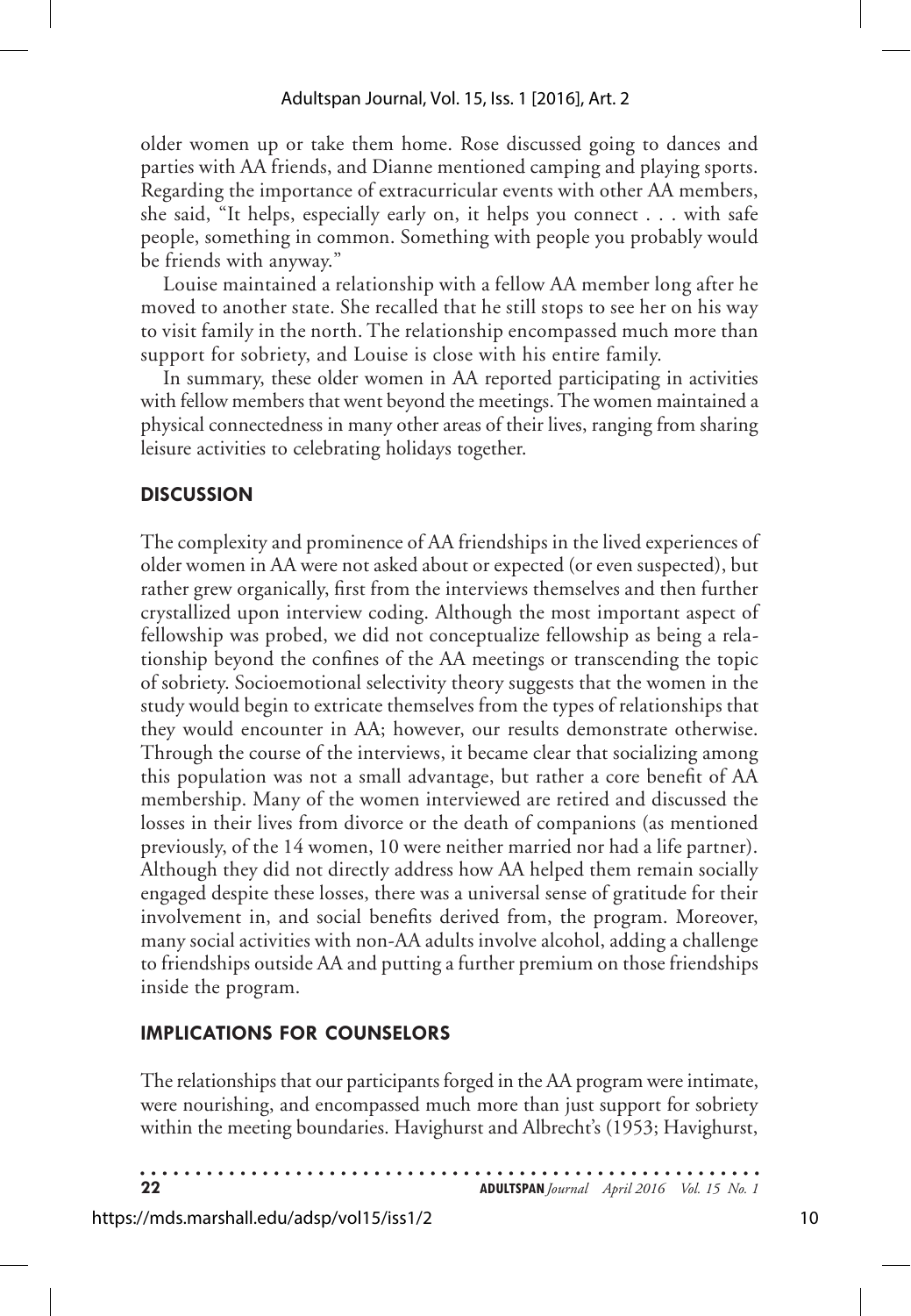older women up or take them home. Rose discussed going to dances and parties with AA friends, and Dianne mentioned camping and playing sports. Regarding the importance of extracurricular events with other AA members, she said, "It helps, especially early on, it helps you connect . . . with safe people, something in common. Something with people you probably would be friends with anyway."

Louise maintained a relationship with a fellow AA member long after he moved to another state. She recalled that he still stops to see her on his way to visit family in the north. The relationship encompassed much more than support for sobriety, and Louise is close with his entire family.

In summary, these older women in AA reported participating in activities with fellow members that went beyond the meetings. The women maintained a physical connectedness in many other areas of their lives, ranging from sharing leisure activities to celebrating holidays together.

## DISCUSSION

The complexity and prominence of AA friendships in the lived experiences of older women in AA were not asked about or expected (or even suspected), but rather grew organically, first from the interviews themselves and then further crystallized upon interview coding. Although the most important aspect of fellowship was probed, we did not conceptualize fellowship as being a relationship beyond the confines of the AA meetings or transcending the topic of sobriety. Socioemotional selectivity theory suggests that the women in the study would begin to extricate themselves from the types of relationships that they would encounter in AA; however, our results demonstrate otherwise. Through the course of the interviews, it became clear that socializing among this population was not a small advantage, but rather a core benefit of AA membership. Many of the women interviewed are retired and discussed the losses in their lives from divorce or the death of companions (as mentioned previously, of the 14 women, 10 were neither married nor had a life partner). Although they did not directly address how AA helped them remain socially engaged despite these losses, there was a universal sense of gratitude for their involvement in, and social benefits derived from, the program. Moreover, many social activities with non-AA adults involve alcohol, adding a challenge to friendships outside AA and putting a further premium on those friendships inside the program.

## IMPLICATIONS FOR COUNSELORS

The relationships that our participants forged in the AA program were intimate, were nourishing, and encompassed much more than just support for sobriety within the meeting boundaries. Havighurst and Albrecht's (1953; Havighurst,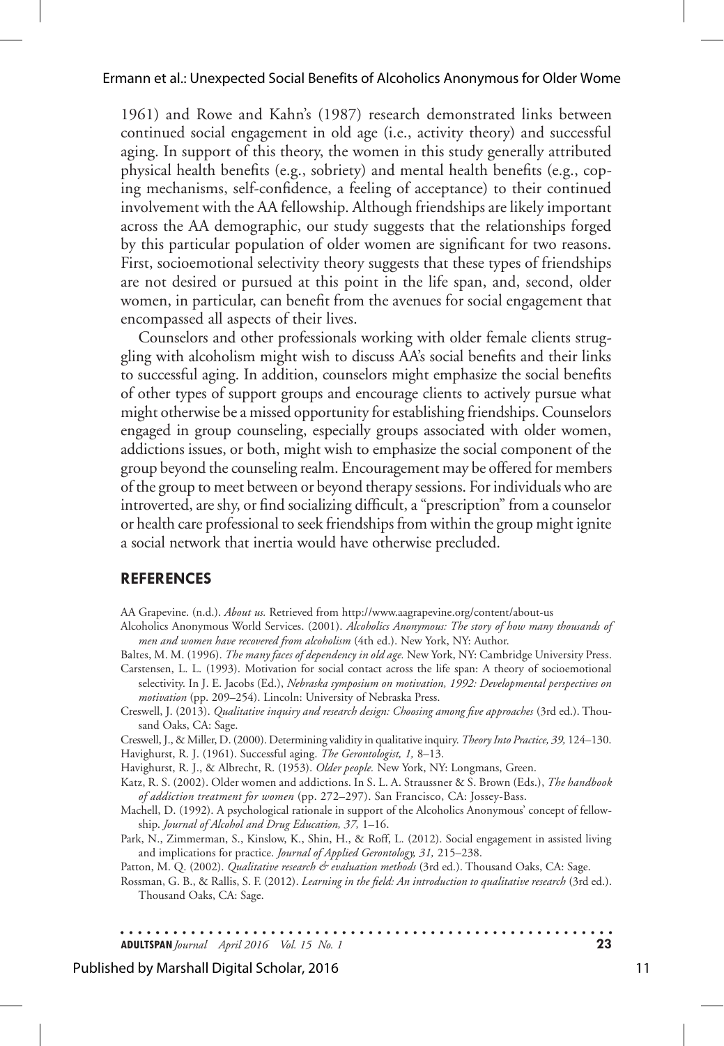1961) and Rowe and Kahn's (1987) research demonstrated links between continued social engagement in old age (i.e., activity theory) and successful aging. In support of this theory, the women in this study generally attributed physical health benefits (e.g., sobriety) and mental health benefits (e.g., coping mechanisms, self-confidence, a feeling of acceptance) to their continued involvement with the AA fellowship. Although friendships are likely important across the AA demographic, our study suggests that the relationships forged by this particular population of older women are significant for two reasons. First, socioemotional selectivity theory suggests that these types of friendships are not desired or pursued at this point in the life span, and, second, older women, in particular, can benefit from the avenues for social engagement that encompassed all aspects of their lives.

Counselors and other professionals working with older female clients struggling with alcoholism might wish to discuss AA's social benefits and their links to successful aging. In addition, counselors might emphasize the social benefits of other types of support groups and encourage clients to actively pursue what might otherwise be a missed opportunity for establishing friendships. Counselors engaged in group counseling, especially groups associated with older women, addictions issues, or both, might wish to emphasize the social component of the group beyond the counseling realm. Encouragement may be offered for members of the group to meet between or beyond therapy sessions. For individuals who are introverted, are shy, or find socializing difficult, a "prescription" from a counselor or health care professional to seek friendships from within the group might ignite a social network that inertia would have otherwise precluded.

## REFERENCES

AA Grapevine. (n.d.). *About us.* Retrieved from http://www.aagrapevine.org/content/about-us

Alcoholics Anonymous World Services. (2001). *Alcoholics Anonymous: The story of how many thousands of men and women have recovered from alcoholism* (4th ed.). New York, NY: Author.

Baltes, M. M. (1996). *The many faces of dependency in old age.* New York, NY: Cambridge University Press.

Carstensen, L. L. (1993). Motivation for social contact across the life span: A theory of socioemotional selectivity. In J. E. Jacobs (Ed.), *Nebraska symposium on motivation, 1992: Developmental perspectives on motivation* (pp. 209–254). Lincoln: University of Nebraska Press.

Creswell, J. (2013). *Qualitative inquiry and research design: Choosing among five approaches* (3rd ed.). Thousand Oaks, CA: Sage.

Creswell, J., & Miller, D. (2000). Determining validity in qualitative inquiry. *Theory Into Practice, 39,* 124–130.

Havighurst, R. J. (1961). Successful aging. *The Gerontologist, 1,* 8–13.

Havighurst, R. J., & Albrecht, R. (1953). *Older people.* New York, NY: Longmans, Green.

Katz, R. S. (2002). Older women and addictions. In S. L. A. Straussner & S. Brown (Eds.), *The handbook of addiction treatment for women* (pp. 272–297). San Francisco, CA: Jossey-Bass.

Machell, D. (1992). A psychological rationale in support of the Alcoholics Anonymous' concept of fellowship. *Journal of Alcohol and Drug Education, 37,* 1–16.

Park, N., Zimmerman, S., Kinslow, K., Shin, H., & Roff, L. (2012). Social engagement in assisted living and implications for practice. *Journal of Applied Gerontology, 31,* 215–238.

Patton, M. Q. (2002). *Qualitative research & evaluation methods* (3rd ed.). Thousand Oaks, CA: Sage.

Rossman, G. B., & Rallis, S. F. (2012). *Learning in the field: An introduction to qualitative research* (3rd ed.). Thousand Oaks, CA: Sage.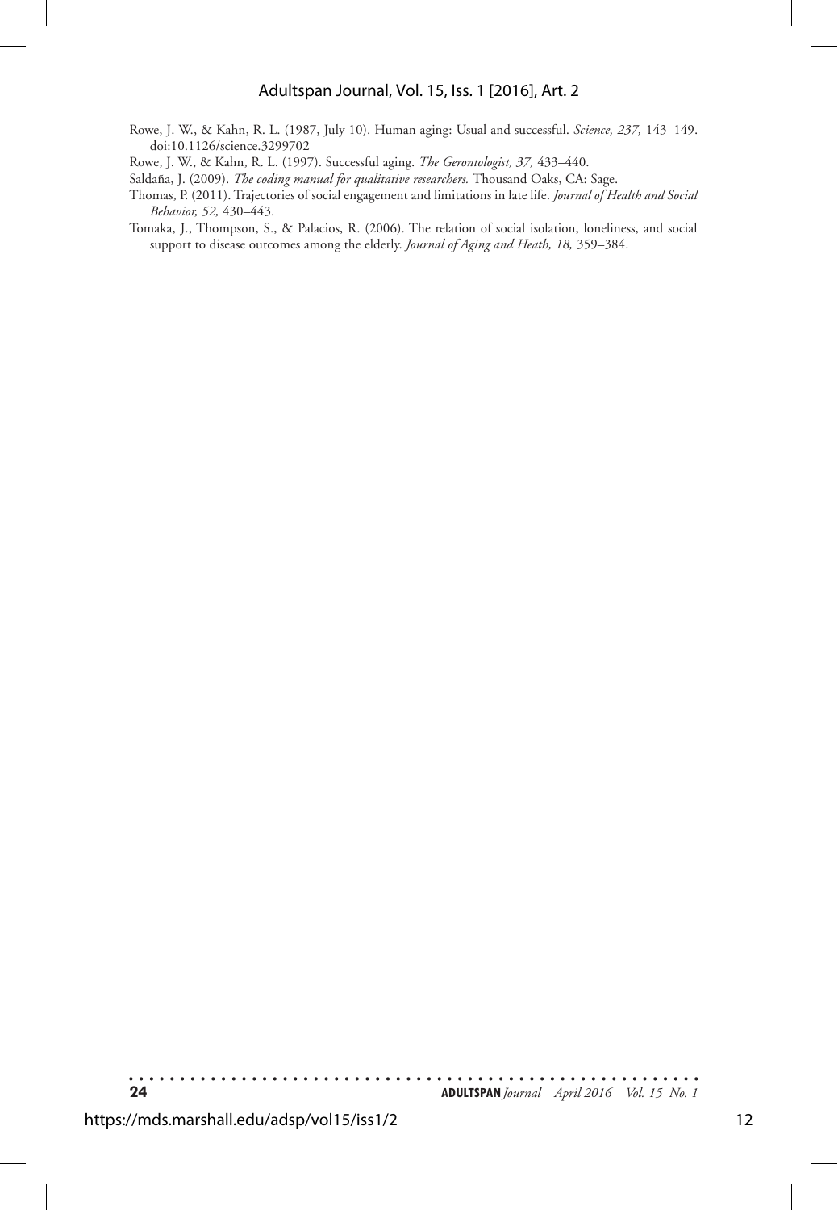Rowe, J. W., & Kahn, R. L. (1987, July 10). Human aging: Usual and successful. *Science, 237,* 143–149. doi:10.1126/science.3299702

Rowe, J. W., & Kahn, R. L. (1997). Successful aging. *The Gerontologist, 37,* 433–440.

Saldaña, J. (2009). *The coding manual for qualitative researchers.* Thousand Oaks, CA: Sage.

Thomas, P. (2011). Trajectories of social engagement and limitations in late life. *Journal of Health and Social Behavior, 52,* 430–443.

Tomaka, J., Thompson, S., & Palacios, R. (2006). The relation of social isolation, loneliness, and social support to disease outcomes among the elderly. *Journal of Aging and Heath, 18,* 359–384.